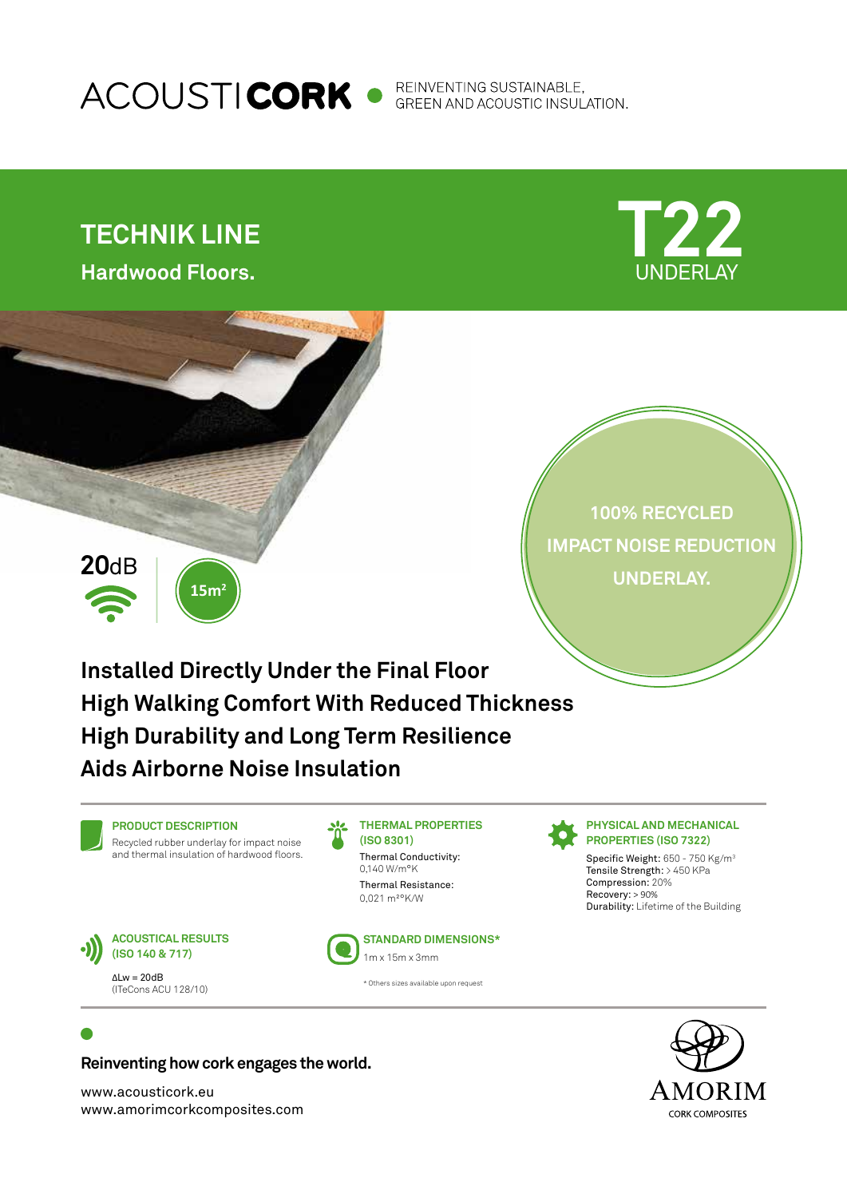ACOUSTICORK • REINVENTING SUSTAINABLE, GREEN AND ACOUSTIC INSULATION.

# TECHNIK LINE

**Hardwood Floors.**

# T22

UNDERLAY

20dB

15m²

100% RECYCLED IMPACT NOISE REDUCTION UNDERLAY.

## Installed Directly Under the Final Floor
## High Walking Comfort With Reduced Thickness
## High Durability and Long Term Resilience
## Aids Airborne Noise Insulation

### PRODUCT DESCRIPTION

Recycled rubber underlay for impact noise and thermal insulation of hardwood floors.

### THERMAL PROPERTIES (ISO 8301)

Thermal Conductivity:
0,140 W/m°K

Thermal Resistance:
0,021 m²°K/W

### PHYSICAL AND MECHANICAL PROPERTIES (ISO 7322)

Specific Weight: 650 - 750 Kg/m³
Tensile Strength: > 450 KPa
Compression: 20%
Recovery: > 90%
Durability: Lifetime of the Building

### ACOUSTICAL RESULTS (ISO 140 & 717)

ΔLw = 20dB
(ITeCons ACU 128/10)

### STANDARD DIMENSIONS*

1m x 15m x 3mm

\* Others sizes available upon request

**Reinventing how cork engages the world.**

www.acousticork.eu
www.amorimcorkcomposites.com

AMORIM CORK COMPOSITES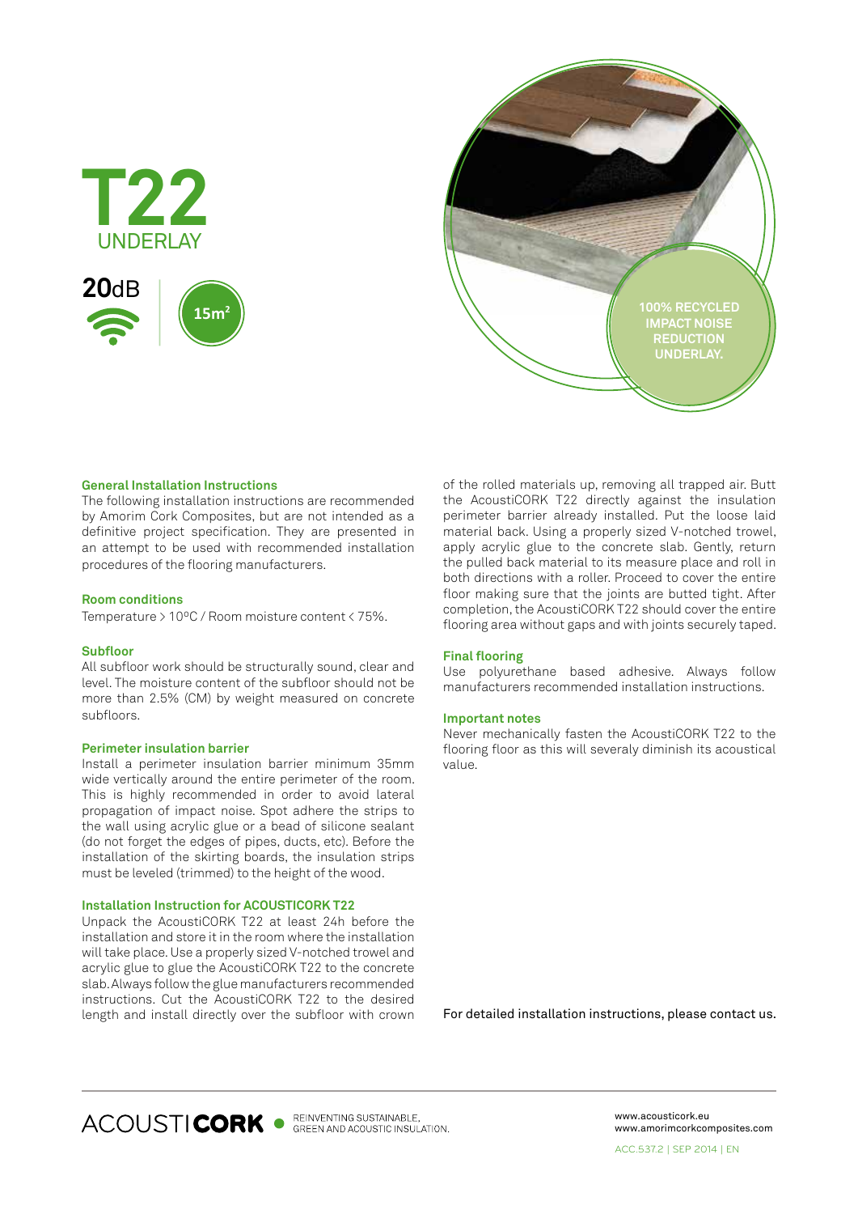# T22
UNDERLAY

**20**dB

15m²

100% RECYCLED IMPACT NOISE REDUCTION UNDERLAY.

### General Installation Instructions

The following installation instructions are recommended by Amorim Cork Composites, but are not intended as a definitive project specification. They are presented in an attempt to be used with recommended installation procedures of the flooring manufacturers.

### Room conditions

Temperature > 10ºC / Room moisture content < 75%.

### Subfloor

All subfloor work should be structurally sound, clear and level. The moisture content of the subfloor should not be more than 2.5% (CM) by weight measured on concrete subfloors.

### Perimeter insulation barrier

Install a perimeter insulation barrier minimum 35mm wide vertically around the entire perimeter of the room. This is highly recommended in order to avoid lateral propagation of impact noise. Spot adhere the strips to the wall using acrylic glue or a bead of silicone sealant (do not forget the edges of pipes, ducts, etc). Before the installation of the skirting boards, the insulation strips must be leveled (trimmed) to the height of the wood.

### Installation Instruction for ACOUSTICORK T22

Unpack the AcoustiCORK T22 at least 24h before the installation and store it in the room where the installation will take place. Use a properly sized V-notched trowel and acrylic glue to glue the AcoustiCORK T22 to the concrete slab. Always follow the glue manufacturers recommended instructions. Cut the AcoustiCORK T22 to the desired length and install directly over the subfloor with crown of the rolled materials up, removing all trapped air. Butt the AcoustiCORK T22 directly against the insulation perimeter barrier already installed. Put the loose laid material back. Using a properly sized V-notched trowel, apply acrylic glue to the concrete slab. Gently, return the pulled back material to its measure place and roll in both directions with a roller. Proceed to cover the entire floor making sure that the joints are butted tight. After completion, the AcoustiCORK T22 should cover the entire flooring area without gaps and with joints securely taped.

### Final flooring

Use polyurethane based adhesive. Always follow manufacturers recommended installation instructions.

### Important notes

Never mechanically fasten the AcoustiCORK T22 to the flooring floor as this will severaly diminish its acoustical value.

For detailed installation instructions, please contact us.

ACOUSTI**CORK** ● REINVENTING SUSTAINABLE, GREEN AND ACOUSTIC INSULATION.

www.acousticork.eu
www.amorimcorkcomposites.com

ACC.537.2 | SEP 2014 | EN